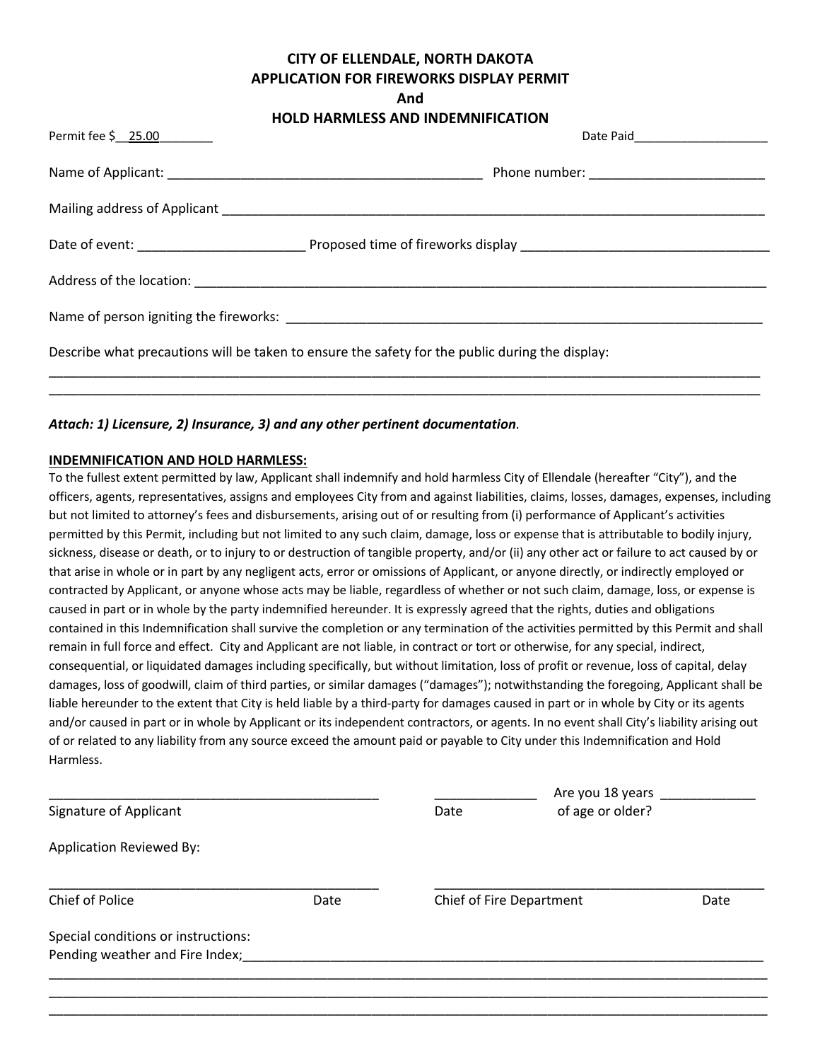# CITY OF ELLENDALE, NORTH DAKOTA
## APPLICATION FOR FIREWORKS DISPLAY PERMIT
## And
## HOLD HARMLESS AND INDEMNIFICATION

Permit fee $__25.00________ Date Paid____________________

Name of Applicant: ____________________________________________ Phone number: _________________________

Mailing address of Applicant ______________________________________________________________________________

Date of event: _______________________ Proposed time of fireworks display ___________________________________

Address of the location: ___________________________________________________________________________________

Name of person igniting the fireworks: ______________________________________________________________________

Describe what precautions will be taken to ensure the safety for the public during the display:

_____________________________________________________________________________________________________

_____________________________________________________________________________________________________

***Attach: 1) Licensure, 2) Insurance, 3) and any other pertinent documentation*.**

**INDEMNIFICATION AND HOLD HARMLESS:**

To the fullest extent permitted by law, Applicant shall indemnify and hold harmless City of Ellendale (hereafter "City"), and the officers, agents, representatives, assigns and employees City from and against liabilities, claims, losses, damages, expenses, including but not limited to attorney's fees and disbursements, arising out of or resulting from (i) performance of Applicant's activities permitted by this Permit, including but not limited to any such claim, damage, loss or expense that is attributable to bodily injury, sickness, disease or death, or to injury to or destruction of tangible property, and/or (ii) any other act or failure to act caused by or that arise in whole or in part by any negligent acts, error or omissions of Applicant, or anyone directly, or indirectly employed or contracted by Applicant, or anyone whose acts may be liable, regardless of whether or not such claim, damage, loss, or expense is caused in part or in whole by the party indemnified hereunder. It is expressly agreed that the rights, duties and obligations contained in this Indemnification shall survive the completion or any termination of the activities permitted by this Permit and shall remain in full force and effect. City and Applicant are not liable, in contract or tort or otherwise, for any special, indirect, consequential, or liquidated damages including specifically, but without limitation, loss of profit or revenue, loss of capital, delay damages, loss of goodwill, claim of third parties, or similar damages ("damages"); notwithstanding the foregoing, Applicant shall be liable hereunder to the extent that City is held liable by a third-party for damages caused in part or in whole by City or its agents and/or caused in part or in whole by Applicant or its independent contractors, or agents. In no event shall City's liability arising out of or related to any liability from any source exceed the amount paid or payable to City under this Indemnification and Hold Harmless.

_____________________________________________ _____________ Are you 18 years _____________

Signature of Applicant Date of age or older?

Application Reviewed By:

_____________________________________________ _____________________________________________

Chief of Police Date Chief of Fire Department Date

Special conditions or instructions:

Pending weather and Fire Index;___________________________________________________________________________

_____________________________________________________________________________________________________

_____________________________________________________________________________________________________

_____________________________________________________________________________________________________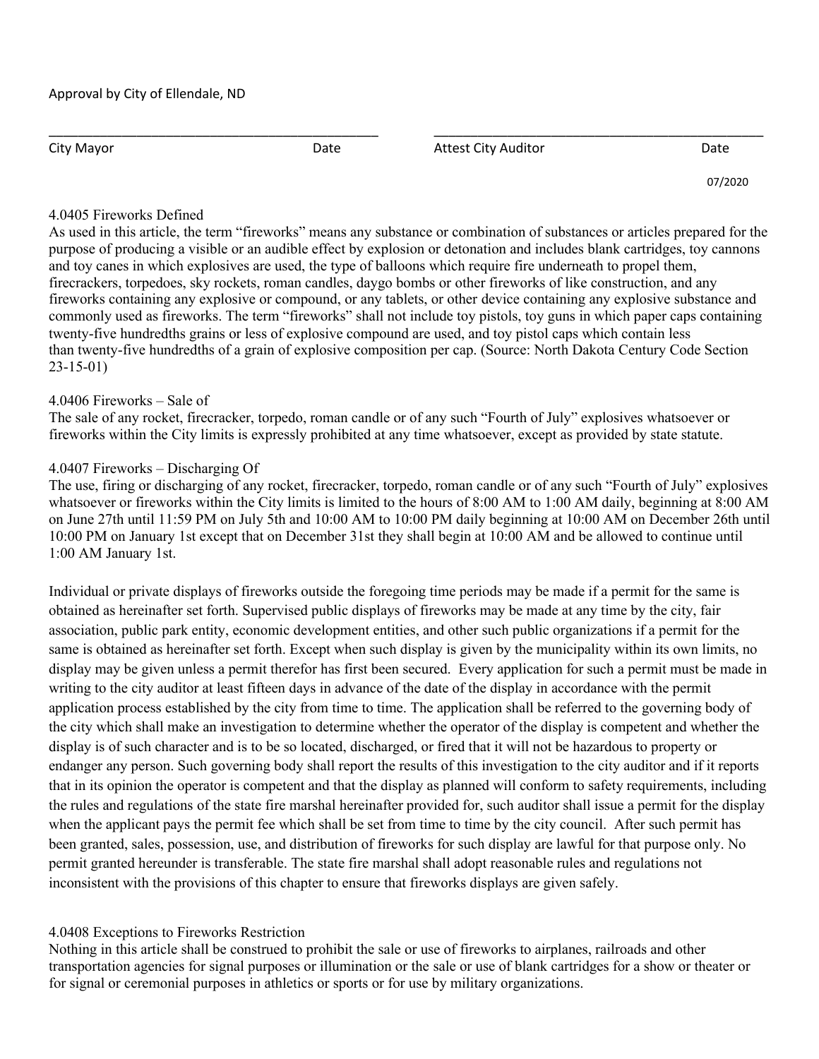Approval by City of Ellendale, ND

| | | | |
|---|---|---|---|
| City Mayor | Date | Attest City Auditor | Date |

07/2020

### 4.0405 Fireworks Defined

As used in this article, the term "fireworks" means any substance or combination of substances or articles prepared for the purpose of producing a visible or an audible effect by explosion or detonation and includes blank cartridges, toy cannons and toy canes in which explosives are used, the type of balloons which require fire underneath to propel them, firecrackers, torpedoes, sky rockets, roman candles, daygo bombs or other fireworks of like construction, and any fireworks containing any explosive or compound, or any tablets, or other device containing any explosive substance and commonly used as fireworks. The term "fireworks" shall not include toy pistols, toy guns in which paper caps containing twenty-five hundredths grains or less of explosive compound are used, and toy pistol caps which contain less than twenty-five hundredths of a grain of explosive composition per cap. (Source: North Dakota Century Code Section 23-15-01)

### 4.0406 Fireworks – Sale of

The sale of any rocket, firecracker, torpedo, roman candle or of any such "Fourth of July" explosives whatsoever or fireworks within the City limits is expressly prohibited at any time whatsoever, except as provided by state statute.

### 4.0407 Fireworks – Discharging Of

The use, firing or discharging of any rocket, firecracker, torpedo, roman candle or of any such "Fourth of July" explosives whatsoever or fireworks within the City limits is limited to the hours of 8:00 AM to 1:00 AM daily, beginning at 8:00 AM on June 27th until 11:59 PM on July 5th and 10:00 AM to 10:00 PM daily beginning at 10:00 AM on December 26th until 10:00 PM on January 1st except that on December 31st they shall begin at 10:00 AM and be allowed to continue until 1:00 AM January 1st.

Individual or private displays of fireworks outside the foregoing time periods may be made if a permit for the same is obtained as hereinafter set forth. Supervised public displays of fireworks may be made at any time by the city, fair association, public park entity, economic development entities, and other such public organizations if a permit for the same is obtained as hereinafter set forth. Except when such display is given by the municipality within its own limits, no display may be given unless a permit therefor has first been secured. Every application for such a permit must be made in writing to the city auditor at least fifteen days in advance of the date of the display in accordance with the permit application process established by the city from time to time. The application shall be referred to the governing body of the city which shall make an investigation to determine whether the operator of the display is competent and whether the display is of such character and is to be so located, discharged, or fired that it will not be hazardous to property or endanger any person. Such governing body shall report the results of this investigation to the city auditor and if it reports that in its opinion the operator is competent and that the display as planned will conform to safety requirements, including the rules and regulations of the state fire marshal hereinafter provided for, such auditor shall issue a permit for the display when the applicant pays the permit fee which shall be set from time to time by the city council. After such permit has been granted, sales, possession, use, and distribution of fireworks for such display are lawful for that purpose only. No permit granted hereunder is transferable. The state fire marshal shall adopt reasonable rules and regulations not inconsistent with the provisions of this chapter to ensure that fireworks displays are given safely.

### 4.0408 Exceptions to Fireworks Restriction

Nothing in this article shall be construed to prohibit the sale or use of fireworks to airplanes, railroads and other transportation agencies for signal purposes or illumination or the sale or use of blank cartridges for a show or theater or for signal or ceremonial purposes in athletics or sports or for use by military organizations.